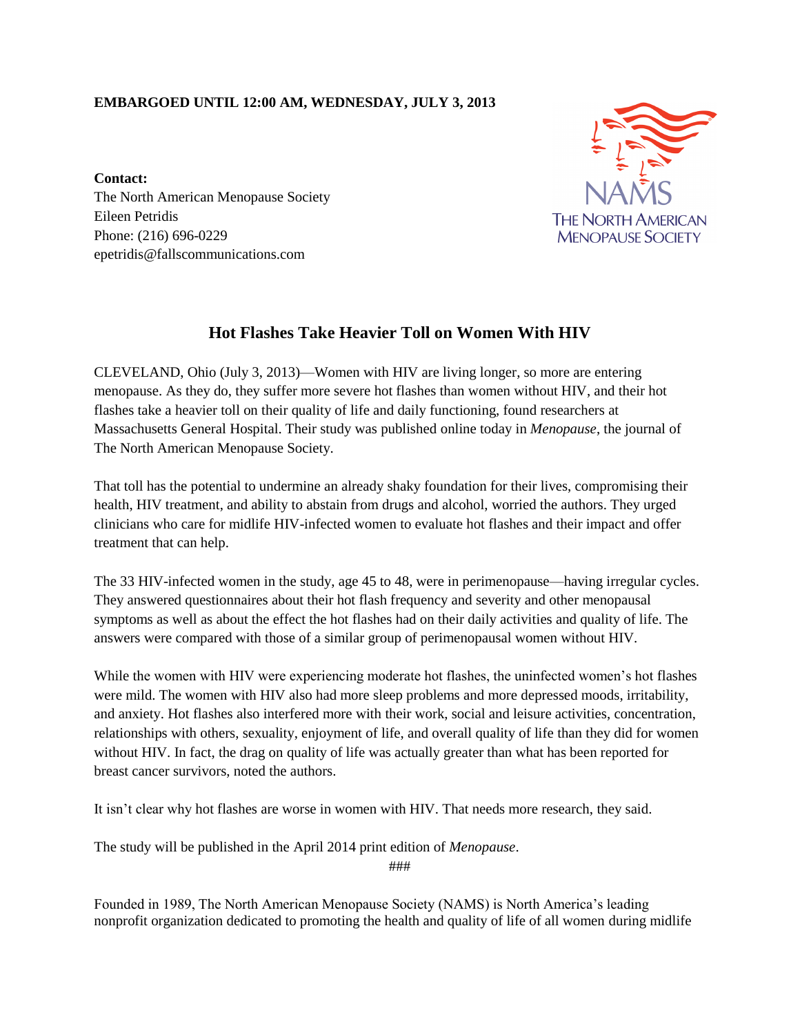**EMBARGOED UNTIL 12:00 AM, WEDNESDAY, JULY 3, 2013**

**Contact:**
The North American Menopause Society
Eileen Petridis
Phone: (216) 696-0229
epetridis@fallscommunications.com

NAMS
THE NORTH AMERICAN MENOPAUSE SOCIETY

## Hot Flashes Take Heavier Toll on Women With HIV

CLEVELAND, Ohio (July 3, 2013)—Women with HIV are living longer, so more are entering menopause. As they do, they suffer more severe hot flashes than women without HIV, and their hot flashes take a heavier toll on their quality of life and daily functioning, found researchers at Massachusetts General Hospital. Their study was published online today in *Menopause*, the journal of The North American Menopause Society.

That toll has the potential to undermine an already shaky foundation for their lives, compromising their health, HIV treatment, and ability to abstain from drugs and alcohol, worried the authors. They urged clinicians who care for midlife HIV-infected women to evaluate hot flashes and their impact and offer treatment that can help.

The 33 HIV-infected women in the study, age 45 to 48, were in perimenopause—having irregular cycles. They answered questionnaires about their hot flash frequency and severity and other menopausal symptoms as well as about the effect the hot flashes had on their daily activities and quality of life. The answers were compared with those of a similar group of perimenopausal women without HIV.

While the women with HIV were experiencing moderate hot flashes, the uninfected women's hot flashes were mild. The women with HIV also had more sleep problems and more depressed moods, irritability, and anxiety. Hot flashes also interfered more with their work, social and leisure activities, concentration, relationships with others, sexuality, enjoyment of life, and overall quality of life than they did for women without HIV. In fact, the drag on quality of life was actually greater than what has been reported for breast cancer survivors, noted the authors.

It isn't clear why hot flashes are worse in women with HIV. That needs more research, they said.

The study will be published in the April 2014 print edition of *Menopause*.

###

Founded in 1989, The North American Menopause Society (NAMS) is North America's leading nonprofit organization dedicated to promoting the health and quality of life of all women during midlife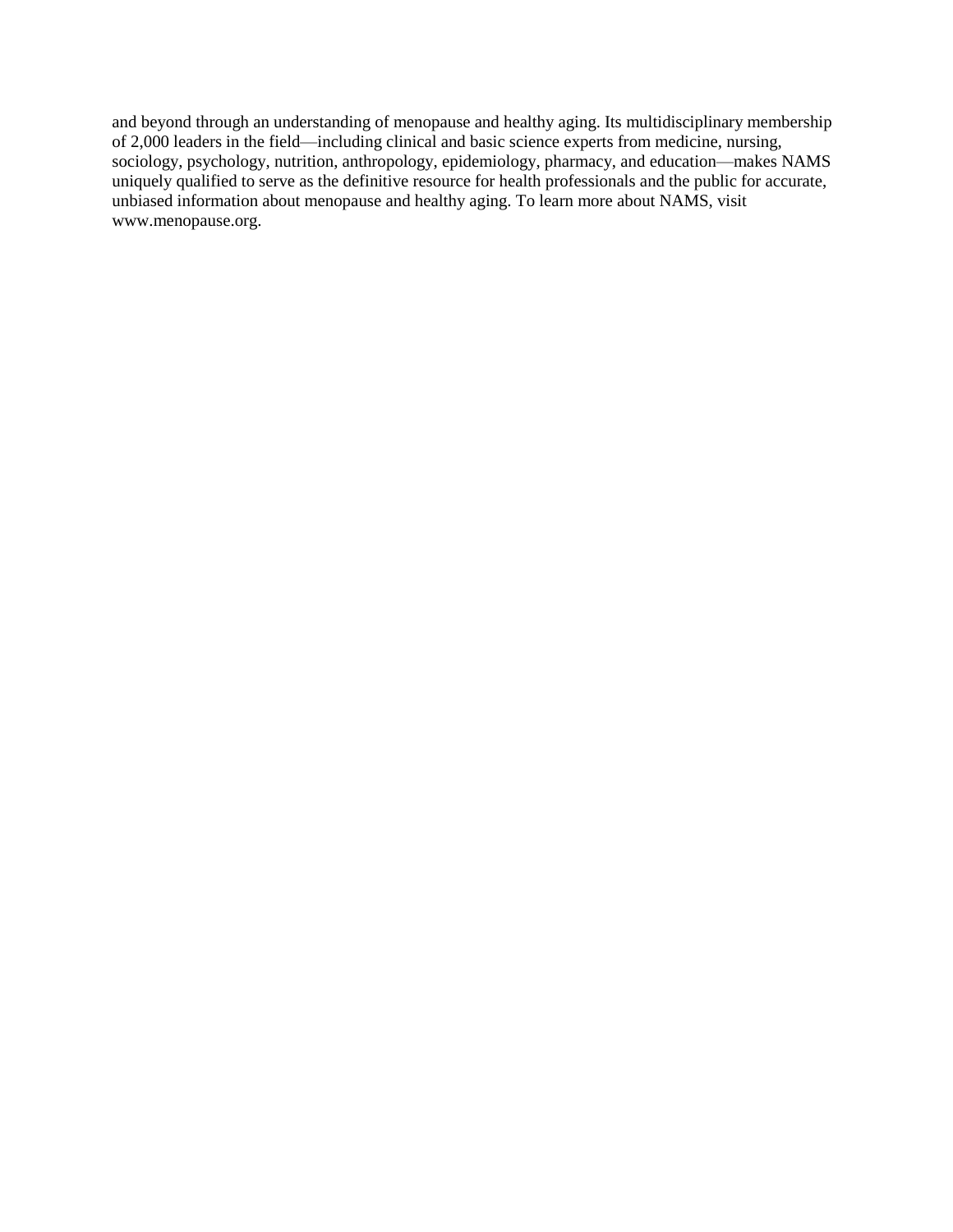and beyond through an understanding of menopause and healthy aging. Its multidisciplinary membership of 2,000 leaders in the field—including clinical and basic science experts from medicine, nursing, sociology, psychology, nutrition, anthropology, epidemiology, pharmacy, and education—makes NAMS uniquely qualified to serve as the definitive resource for health professionals and the public for accurate, unbiased information about menopause and healthy aging. To learn more about NAMS, visit www.menopause.org.